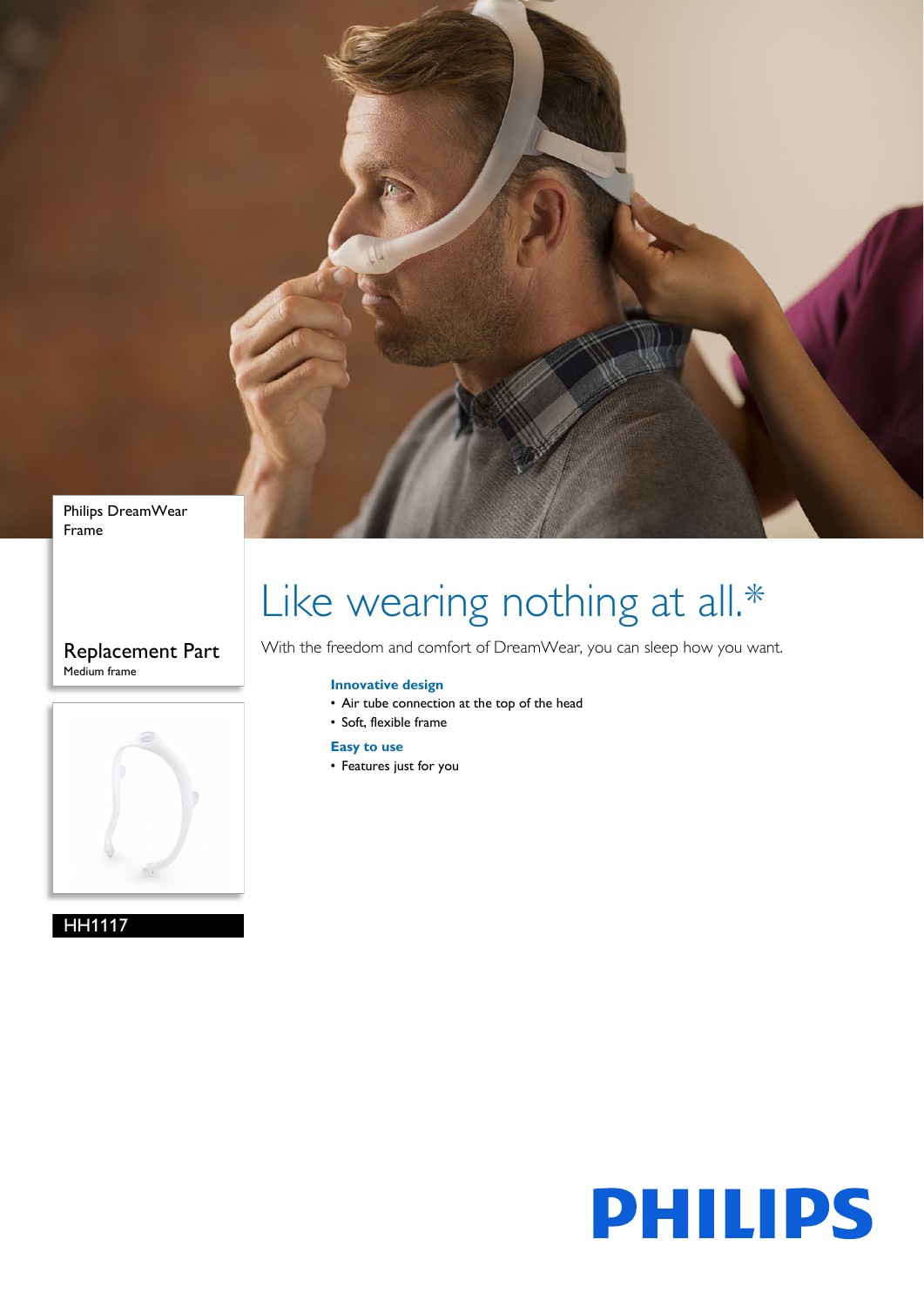Philips DreamWear Frame

## Replacement Part

Medium frame

HH1117

# Like wearing nothing at all.*

With the freedom and comfort of DreamWear, you can sleep how you want.

**Innovative design**

- Air tube connection at the top of the head
- Soft, flexible frame

**Easy to use**

- Features just for you

PHILIPS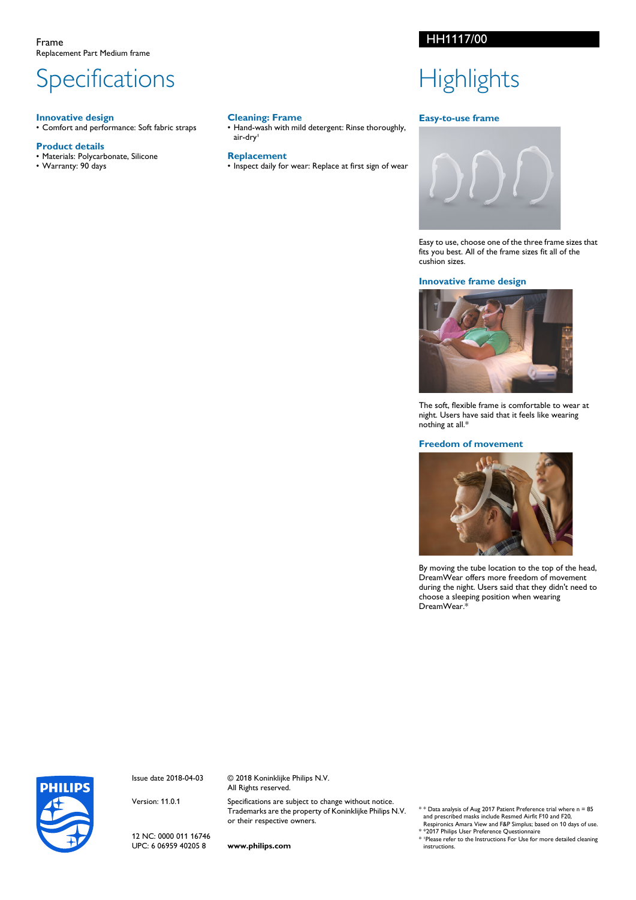Frame
Replacement Part Medium frame

HH1117/00

# Specifications

### Innovative design

- Comfort and performance: Soft fabric straps

### Product details

- Materials: Polycarbonate, Silicone
- Warranty: 90 days

### Cleaning: Frame

- Hand-wash with mild detergent: Rinse thoroughly, air-dry¹

### Replacement

- Inspect daily for wear: Replace at first sign of wear

# Highlights

### Easy-to-use frame

Easy to use, choose one of the three frame sizes that fits you best. All of the frame sizes fit all of the cushion sizes.

### Innovative frame design

The soft, flexible frame is comfortable to wear at night. Users have said that it feels like wearing nothing at all.*

### Freedom of movement

By moving the tube location to the top of the head, DreamWear offers more freedom of movement during the night. Users said that they didn't need to choose a sleeping position when wearing DreamWear.*

Issue date 2018-04-03

Version: 11.0.1

12 NC: 0000 011 16746
UPC: 6 06959 40205 8

© 2018 Koninklijke Philips N.V.
All Rights reserved.

Specifications are subject to change without notice. Trademarks are the property of Koninklijke Philips N.V. or their respective owners.

www.philips.com

* * Data analysis of Aug 2017 Patient Preference trial where n = 85 and prescribed masks include Resmed Airfit F10 and F20, Respironics Amara View and F&P Simplus; based on 10 days of use.
* *2017 Philips User Preference Questionnaire
* ¹Please refer to the Instructions For Use for more detailed cleaning instructions.